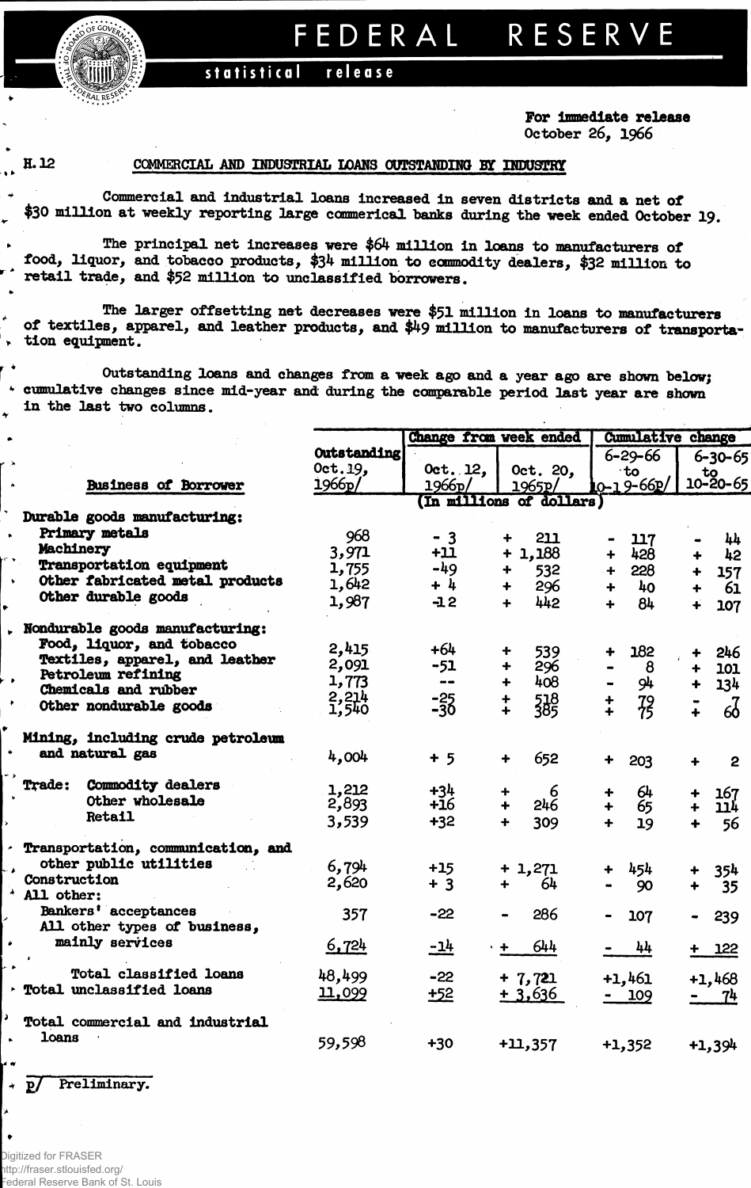# FEDERAL RESERVE

statistical release

For immediate release
October 26, 1966

H.12

## COMMERCIAL AND INDUSTRIAL LOANS OUTSTANDING BY INDUSTRY

Commercial and industrial loans increased in seven districts and a net of $30 million at weekly reporting large commerical banks during the week ended October 19.

The principal net increases were $64 million in loans to manufacturers of food, liquor, and tobacco products, $34 million to commodity dealers, $32 million to retail trade, and $52 million to unclassified borrowers.

The larger offsetting net decreases were $51 million in loans to manufacturers of textiles, apparel, and leather products, and $49 million to manufacturers of transportation equipment.

Outstanding loans and changes from a week ago and a year ago are shown below; cumulative changes since mid-year and during the comparable period last year are shown in the last two columns.

| Business of Borrower | Outstanding Oct. 19, 1966p/ | Change from week ended | | Cumulative change | |
|---|---|---|---|---|---|
| | | Oct. 12, 1966p/ | Oct. 20, 1965p/ | 6-29-66 to 10-19-66p/ | 6-30-65 to 10-20-65 |
| | (In millions of dollars) | | | | |
| **Durable goods manufacturing:** | | | | | |
| Primary metals | 968 | - 3 | + 211 | - 117 | - 44 |
| Machinery | 3,971 | +11 | + 1,188 | + 428 | + 42 |
| Transportation equipment | 1,755 | -49 | + 532 | + 228 | + 157 |
| Other fabricated metal products | 1,642 | + 4 | + 296 | + 40 | + 61 |
| Other durable goods | 1,987 | -12 | + 442 | + 84 | + 107 |
| **Nondurable goods manufacturing:** | | | | | |
| Food, liquor, and tobacco | 2,415 | +64 | + 539 | + 182 | + 246 |
| Textiles, apparel, and leather | 2,091 | -51 | + 296 | - 8 | + 101 |
| Petroleum refining | 1,773 | -- | + 408 | - 94 | + 134 |
| Chemicals and rubber | 2,214 | -25 | + 518 | + 79 | - 7 |
| Other nondurable goods | 1,540 | -30 | + 385 | + 75 | + 60 |
| **Mining, including crude petroleum and natural gas** | 4,004 | + 5 | + 652 | + 203 | + 2 |
| **Trade:** Commodity dealers | 1,212 | +34 | + 6 | + 64 | + 167 |
| Other wholesale | 2,893 | +16 | + 246 | + 65 | + 114 |
| Retail | 3,539 | +32 | + 309 | + 19 | + 56 |
| **Transportation, communication, and other public utilities** | 6,794 | +15 | + 1,271 | + 454 | + 354 |
| **Construction** | 2,620 | + 3 | + 64 | - 90 | + 35 |
| **All other:** | | | | | |
| Bankers' acceptances | 357 | -22 | - 286 | - 107 | - 239 |
| All other types of business, mainly services | 6,724 | -14 | + 644 | - 44 | + 122 |
| Total classified loans | 48,499 | -22 | + 7,721 | +1,461 | +1,468 |
| Total unclassified loans | 11,099 | +52 | + 3,636 | - 109 | - 74 |
| **Total commercial and industrial loans** | 59,598 | +30 | +11,357 | +1,352 | +1,394 |

p/ Preliminary.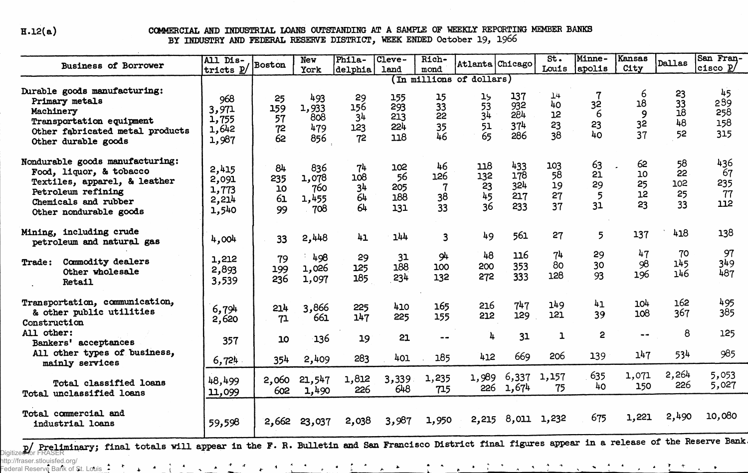H.12(a)

## COMMERCIAL AND INDUSTRIAL LOANS OUTSTANDING AT A SAMPLE OF WEEKLY REPORTING MEMBER BANKS BY INDUSTRY AND FEDERAL RESERVE DISTRICT, WEEK ENDED October 19, 1966

| Business of Borrower | All Districts p/ | Boston | New York | Philadelphia | Cleveland | Richmond | Atlanta | Chicago | St. Louis | Minneapolis | Kansas City | Dallas | San Francisco p/ |
|---|---|---|---|---|---|---|---|---|---|---|---|---|---|
| | | (In millions of dollars) | | | | | | | | | | | |
| **Durable goods manufacturing:** | | | | | | | | | | | | | |
| Primary metals | 968 | 25 | 493 | 29 | 155 | 15 | 15 | 137 | 14 | 7 | 6 | 23 | 45 |
| Machinery | 3,971 | 159 | 1,933 | 156 | 293 | 33 | 53 | 932 | 40 | 32 | 18 | 33 | 289 |
| Transportation equipment | 1,755 | 57 | 808 | 34 | 213 | 22 | 34 | 284 | 12 | 6 | 9 | 18 | 258 |
| Other fabricated metal products | 1,642 | 72 | 479 | 123 | 224 | 35 | 51 | 374 | 23 | 23 | 32 | 48 | 158 |
| Other durable goods | 1,987 | 62 | 856 | 72 | 118 | 46 | 65 | 286 | 38 | 40 | 37 | 52 | 315 |
| **Nondurable goods manufacturing:** | | | | | | | | | | | | | |
| Food, liquor, & tobacco | 2,415 | 84 | 836 | 74 | 102 | 46 | 118 | 433 | 103 | 63 | 62 | 58 | 436 |
| Textiles, apparel, & leather | 2,091 | 235 | 1,078 | 108 | 56 | 126 | 132 | 178 | 58 | 21 | 10 | 22 | 67 |
| Petroleum refining | 1,773 | 10 | 760 | 34 | 205 | 7 | 23 | 324 | 19 | 29 | 25 | 102 | 235 |
| Chemicals and rubber | 2,214 | 61 | 1,455 | 64 | 188 | 38 | 45 | 217 | 27 | 5 | 12 | 25 | 77 |
| Other nondurable goods | 1,540 | 99 | 708 | 64 | 131 | 33 | 36 | 233 | 37 | 31 | 23 | 33 | 112 |
| Mining, including crude petroleum and natural gas | 4,004 | 33 | 2,448 | 41 | 144 | 3 | 49 | 561 | 27 | 5 | 137 | 418 | 138 |
| **Trade:** Commodity dealers | 1,212 | 79 | 498 | 29 | 31 | 94 | 48 | 116 | 74 | 29 | 47 | 70 | 97 |
| Other wholesale | 2,893 | 199 | 1,026 | 125 | 188 | 100 | 200 | 353 | 80 | 30 | 98 | 145 | 349 |
| Retail | 3,539 | 236 | 1,097 | 185 | 234 | 132 | 272 | 333 | 128 | 93 | 196 | 146 | 487 |
| Transportation, communication, & other public utilities | 6,794 | 214 | 3,866 | 225 | 410 | 165 | 216 | 747 | 149 | 41 | 104 | 162 | 495 |
| Construction | 2,620 | 71 | 661 | 147 | 225 | 155 | 212 | 129 | 121 | 39 | 108 | 367 | 385 |
| **All other:** | | | | | | | | | | | | | |
| Bankers' acceptances | 357 | 10 | 136 | 19 | 21 | -- | 4 | 31 | 1 | 2 | -- | 8 | 125 |
| All other types of business, mainly services | 6,724 | 354 | 2,409 | 283 | 401 | 185 | 412 | 669 | 206 | 139 | 147 | 534 | 985 |
| Total classified loans | 48,499 | 2,060 | 21,547 | 1,812 | 3,339 | 1,235 | 1,989 | 6,337 | 1,157 | 635 | 1,071 | 2,264 | 5,053 |
| Total unclassified loans | 11,099 | 602 | 1,490 | 226 | 648 | 715 | 226 | 1,674 | 75 | 40 | 150 | 226 | 5,027 |
| Total commercial and industrial loans | 59,598 | 2,662 | 23,037 | 2,038 | 3,987 | 1,950 | 2,215 | 8,011 | 1,232 | 675 | 1,221 | 2,490 | 10,080 |

p/ Preliminary; final totals will appear in the F. R. Bulletin and San Francisco District final figures appear in a release of the Reserve Bank.